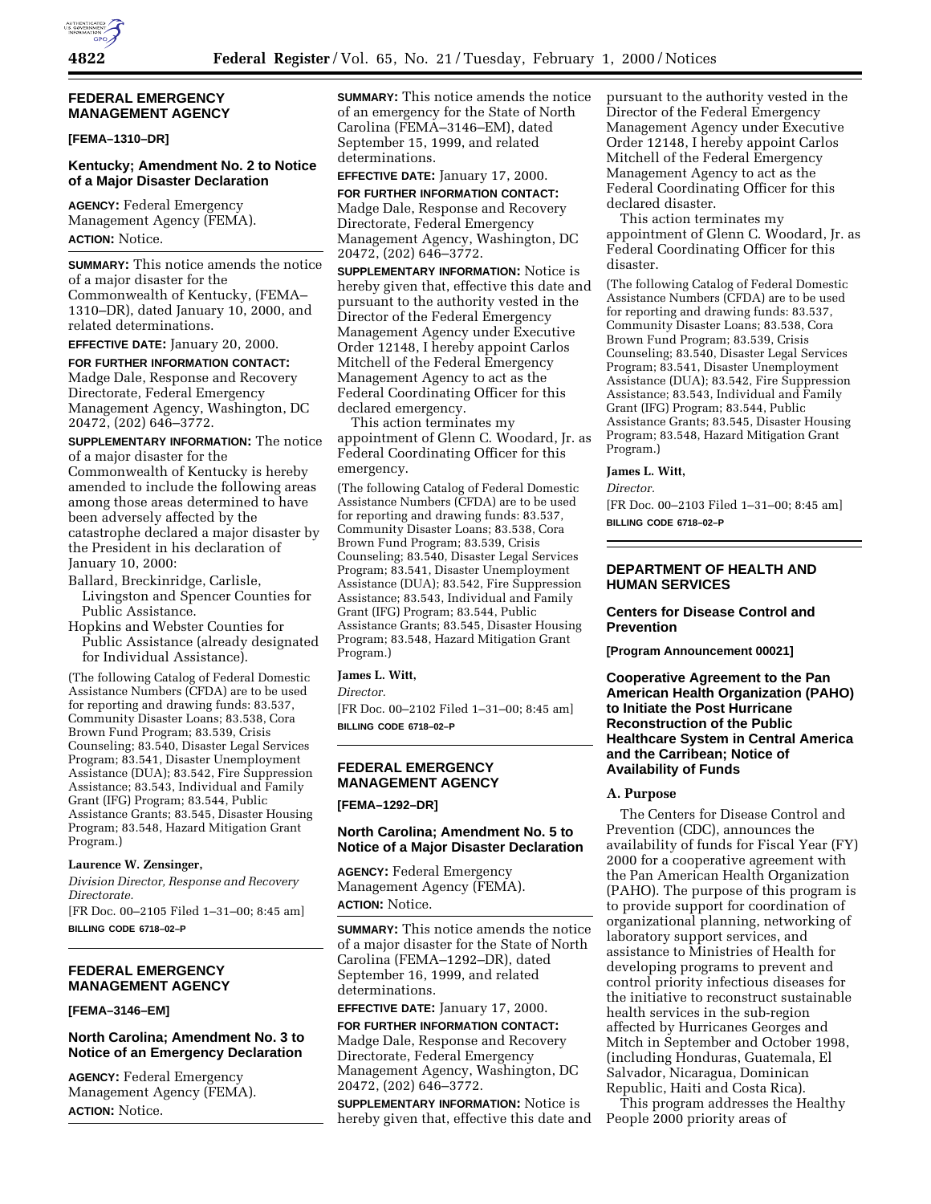## FEDERAL EMERGENCY MANAGEMENT AGENCY

**[FEMA–1310–DR]**

### Kentucky; Amendment No. 2 to Notice of a Major Disaster Declaration

**AGENCY:** Federal Emergency Management Agency (FEMA).

**ACTION:** Notice.

**SUMMARY:** This notice amends the notice of a major disaster for the Commonwealth of Kentucky, (FEMA–1310–DR), dated January 10, 2000, and related determinations.

**EFFECTIVE DATE:** January 20, 2000.

**FOR FURTHER INFORMATION CONTACT:** Madge Dale, Response and Recovery Directorate, Federal Emergency Management Agency, Washington, DC 20472, (202) 646–3772.

**SUPPLEMENTARY INFORMATION:** The notice of a major disaster for the Commonwealth of Kentucky is hereby amended to include the following areas among those areas determined to have been adversely affected by the catastrophe declared a major disaster by the President in his declaration of January 10, 2000:

Ballard, Breckinridge, Carlisle, Livingston and Spencer Counties for Public Assistance.

Hopkins and Webster Counties for Public Assistance (already designated for Individual Assistance).

(The following Catalog of Federal Domestic Assistance Numbers (CFDA) are to be used for reporting and drawing funds: 83.537, Community Disaster Loans; 83.538, Cora Brown Fund Program; 83.539, Crisis Counseling; 83.540, Disaster Legal Services Program; 83.541, Disaster Unemployment Assistance (DUA); 83.542, Fire Suppression Assistance; 83.543, Individual and Family Grant (IFG) Program; 83.544, Public Assistance Grants; 83.545, Disaster Housing Program; 83.548, Hazard Mitigation Grant Program.)

**Laurence W. Zensinger,**

*Division Director, Response and Recovery Directorate.*

[FR Doc. 00–2105 Filed 1–31–00; 8:45 am]

**BILLING CODE 6718–02–P**

## FEDERAL EMERGENCY MANAGEMENT AGENCY

**[FEMA–3146–EM]**

### North Carolina; Amendment No. 3 to Notice of an Emergency Declaration

**AGENCY:** Federal Emergency Management Agency (FEMA).

**ACTION:** Notice.

**SUMMARY:** This notice amends the notice of an emergency for the State of North Carolina (FEMA–3146–EM), dated September 15, 1999, and related determinations.

**EFFECTIVE DATE:** January 17, 2000.

**FOR FURTHER INFORMATION CONTACT:** Madge Dale, Response and Recovery Directorate, Federal Emergency Management Agency, Washington, DC 20472, (202) 646–3772.

**SUPPLEMENTARY INFORMATION:** Notice is hereby given that, effective this date and pursuant to the authority vested in the Director of the Federal Emergency Management Agency under Executive Order 12148, I hereby appoint Carlos Mitchell of the Federal Emergency Management Agency to act as the Federal Coordinating Officer for this declared emergency.

This action terminates my appointment of Glenn C. Woodard, Jr. as Federal Coordinating Officer for this emergency.

(The following Catalog of Federal Domestic Assistance Numbers (CFDA) are to be used for reporting and drawing funds: 83.537, Community Disaster Loans; 83.538, Cora Brown Fund Program; 83.539, Crisis Counseling; 83.540, Disaster Legal Services Program; 83.541, Disaster Unemployment Assistance (DUA); 83.542, Fire Suppression Assistance; 83.543, Individual and Family Grant (IFG) Program; 83.544, Public Assistance Grants; 83.545, Disaster Housing Program; 83.548, Hazard Mitigation Grant Program.)

**James L. Witt,**

*Director.*

[FR Doc. 00–2102 Filed 1–31–00; 8:45 am]

**BILLING CODE 6718–02–P**

## FEDERAL EMERGENCY MANAGEMENT AGENCY

**[FEMA–1292–DR]**

### North Carolina; Amendment No. 5 to Notice of a Major Disaster Declaration

**AGENCY:** Federal Emergency Management Agency (FEMA).

**ACTION:** Notice.

**SUMMARY:** This notice amends the notice of a major disaster for the State of North Carolina (FEMA–1292–DR), dated September 16, 1999, and related determinations.

**EFFECTIVE DATE:** January 17, 2000.

**FOR FURTHER INFORMATION CONTACT:** Madge Dale, Response and Recovery Directorate, Federal Emergency Management Agency, Washington, DC 20472, (202) 646–3772.

**SUPPLEMENTARY INFORMATION:** Notice is hereby given that, effective this date and pursuant to the authority vested in the Director of the Federal Emergency Management Agency under Executive Order 12148, I hereby appoint Carlos Mitchell of the Federal Emergency Management Agency to act as the Federal Coordinating Officer for this declared disaster.

This action terminates my appointment of Glenn C. Woodard, Jr. as Federal Coordinating Officer for this disaster.

(The following Catalog of Federal Domestic Assistance Numbers (CFDA) are to be used for reporting and drawing funds: 83.537, Community Disaster Loans; 83.538, Cora Brown Fund Program; 83.539, Crisis Counseling; 83.540, Disaster Legal Services Program; 83.541, Disaster Unemployment Assistance (DUA); 83.542, Fire Suppression Assistance; 83.543, Individual and Family Grant (IFG) Program; 83.544, Public Assistance Grants; 83.545, Disaster Housing Program; 83.548, Hazard Mitigation Grant Program.)

**James L. Witt,**

*Director.*

[FR Doc. 00–2103 Filed 1–31–00; 8:45 am]

**BILLING CODE 6718–02–P**

## DEPARTMENT OF HEALTH AND HUMAN SERVICES

### Centers for Disease Control and Prevention

**[Program Announcement 00021]**

### Cooperative Agreement to the Pan American Health Organization (PAHO) to Initiate the Post Hurricane Reconstruction of the Public Healthcare System in Central America and the Carribean; Notice of Availability of Funds

#### A. Purpose

The Centers for Disease Control and Prevention (CDC), announces the availability of funds for Fiscal Year (FY) 2000 for a cooperative agreement with the Pan American Health Organization (PAHO). The purpose of this program is to provide support for coordination of organizational planning, networking of laboratory support services, and assistance to Ministries of Health for developing programs to prevent and control priority infectious diseases for the initiative to reconstruct sustainable health services in the sub-region affected by Hurricanes Georges and Mitch in September and October 1998, (including Honduras, Guatemala, El Salvador, Nicaragua, Dominican Republic, Haiti and Costa Rica).

This program addresses the Healthy People 2000 priority areas of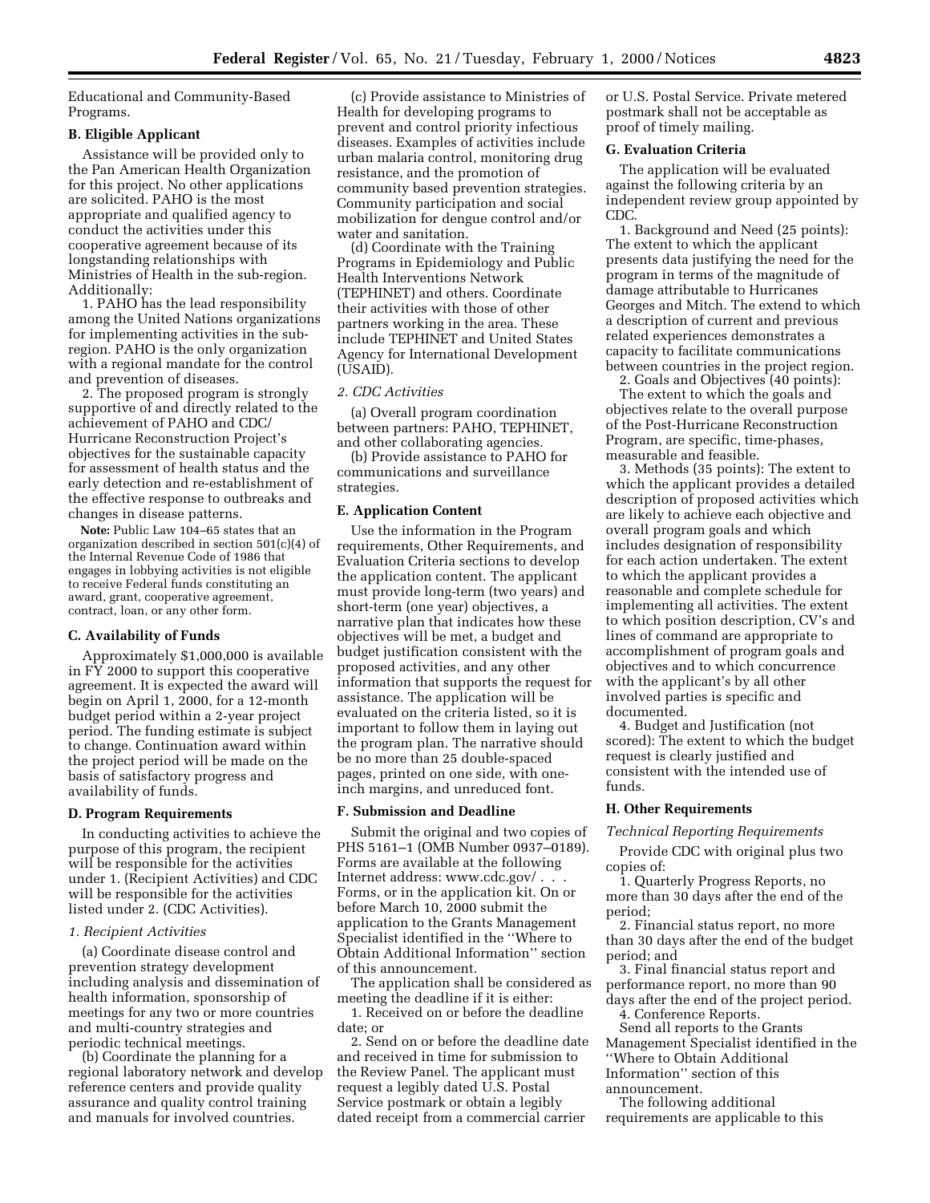Educational and Community-Based Programs.

**B. Eligible Applicant**

Assistance will be provided only to the Pan American Health Organization for this project. No other applications are solicited. PAHO is the most appropriate and qualified agency to conduct the activities under this cooperative agreement because of its longstanding relationships with Ministries of Health in the sub-region. Additionally:

1. PAHO has the lead responsibility among the United Nations organizations for implementing activities in the sub-region. PAHO is the only organization with a regional mandate for the control and prevention of diseases.

2. The proposed program is strongly supportive of and directly related to the achievement of PAHO and CDC/Hurricane Reconstruction Project's objectives for the sustainable capacity for assessment of health status and the early detection and re-establishment of the effective response to outbreaks and changes in disease patterns.

**Note:** Public Law 104–65 states that an organization described in section 501(c)(4) of the Internal Revenue Code of 1986 that engages in lobbying activities is not eligible to receive Federal funds constituting an award, grant, cooperative agreement, contract, loan, or any other form.

**C. Availability of Funds**

Approximately $1,000,000 is available in FY 2000 to support this cooperative agreement. It is expected the award will begin on April 1, 2000, for a 12-month budget period within a 2-year project period. The funding estimate is subject to change. Continuation award within the project period will be made on the basis of satisfactory progress and availability of funds.

**D. Program Requirements**

In conducting activities to achieve the purpose of this program, the recipient will be responsible for the activities under 1. (Recipient Activities) and CDC will be responsible for the activities listed under 2. (CDC Activities).

*1. Recipient Activities*

(a) Coordinate disease control and prevention strategy development including analysis and dissemination of health information, sponsorship of meetings for any two or more countries and multi-country strategies and periodic technical meetings.

(b) Coordinate the planning for a regional laboratory network and develop reference centers and provide quality assurance and quality control training and manuals for involved countries.

(c) Provide assistance to Ministries of Health for developing programs to prevent and control priority infectious diseases. Examples of activities include urban malaria control, monitoring drug resistance, and the promotion of community based prevention strategies. Community participation and social mobilization for dengue control and/or water and sanitation.

(d) Coordinate with the Training Programs in Epidemiology and Public Health Interventions Network (TEPHINET) and others. Coordinate their activities with those of other partners working in the area. These include TEPHINET and United States Agency for International Development (USAID).

*2. CDC Activities*

(a) Overall program coordination between partners: PAHO, TEPHINET, and other collaborating agencies.

(b) Provide assistance to PAHO for communications and surveillance strategies.

**E. Application Content**

Use the information in the Program requirements, Other Requirements, and Evaluation Criteria sections to develop the application content. The applicant must provide long-term (two years) and short-term (one year) objectives, a narrative plan that indicates how these objectives will be met, a budget and budget justification consistent with the proposed activities, and any other information that supports the request for assistance. The application will be evaluated on the criteria listed, so it is important to follow them in laying out the program plan. The narrative should be no more than 25 double-spaced pages, printed on one side, with one-inch margins, and unreduced font.

**F. Submission and Deadline**

Submit the original and two copies of PHS 5161–1 (OMB Number 0937–0189). Forms are available at the following Internet address: www.cdc.gov/ . . . Forms, or in the application kit. On or before March 10, 2000 submit the application to the Grants Management Specialist identified in the ''Where to Obtain Additional Information'' section of this announcement.

The application shall be considered as meeting the deadline if it is either:

1. Received on or before the deadline date; or

2. Send on or before the deadline date and received in time for submission to the Review Panel. The applicant must request a legibly dated U.S. Postal Service postmark or obtain a legibly dated receipt from a commercial carrier or U.S. Postal Service. Private metered postmark shall not be acceptable as proof of timely mailing.

**G. Evaluation Criteria**

The application will be evaluated against the following criteria by an independent review group appointed by CDC.

1. Background and Need (25 points): The extent to which the applicant presents data justifying the need for the program in terms of the magnitude of damage attributable to Hurricanes Georges and Mitch. The extend to which a description of current and previous related experiences demonstrates a capacity to facilitate communications between countries in the project region.

2. Goals and Objectives (40 points): The extent to which the goals and objectives relate to the overall purpose of the Post-Hurricane Reconstruction Program, are specific, time-phases, measurable and feasible.

3. Methods (35 points): The extent to which the applicant provides a detailed description of proposed activities which are likely to achieve each objective and overall program goals and which includes designation of responsibility for each action undertaken. The extent to which the applicant provides a reasonable and complete schedule for implementing all activities. The extent to which position description, CV's and lines of command are appropriate to accomplishment of program goals and objectives and to which concurrence with the applicant's by all other involved parties is specific and documented.

4. Budget and Justification (not scored): The extent to which the budget request is clearly justified and consistent with the intended use of funds.

**H. Other Requirements**

*Technical Reporting Requirements*

Provide CDC with original plus two copies of:

1. Quarterly Progress Reports, no more than 30 days after the end of the period;

2. Financial status report, no more than 30 days after the end of the budget period; and

3. Final financial status report and performance report, no more than 90 days after the end of the project period.

4. Conference Reports.

Send all reports to the Grants Management Specialist identified in the ''Where to Obtain Additional Information'' section of this announcement.

The following additional requirements are applicable to this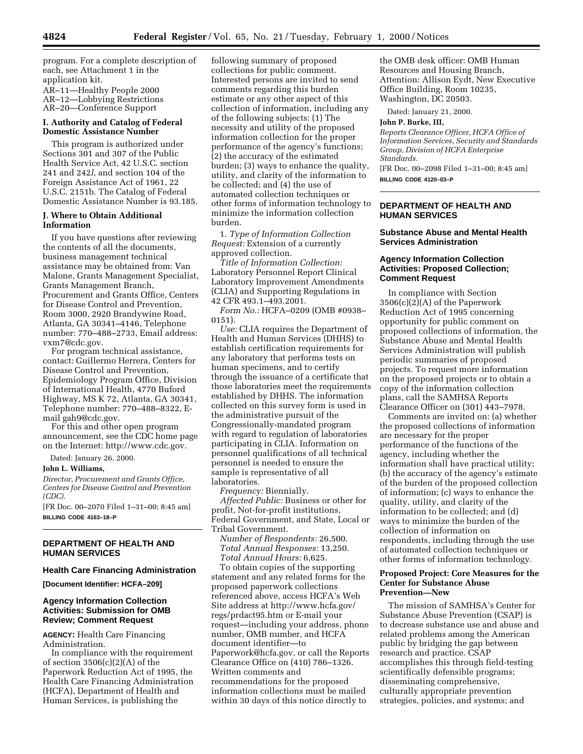program. For a complete description of each, see Attachment 1 in the application kit.

AR–11—Healthy People 2000
AR–12—Lobbying Restrictions
AR–20—Conference Support

### I. Authority and Catalog of Federal Domestic Assistance Number

This program is authorized under Sections 301 and 307 of the Public Health Service Act, 42 U.S.C. section 241 and 242*l*, and section 104 of the Foreign Assistance Act of 1961, 22 U.S.C. 2151b. The Catalog of Federal Domestic Assistance Number is 93.185.

### J. Where to Obtain Additional Information

If you have questions after reviewing the contents of all the documents, business management technical assistance may be obtained from: Van Malone, Grants Management Specialist, Grants Management Branch, Procurement and Grants Office, Centers for Disease Control and Prevention, Room 3000, 2920 Brandywine Road, Atlanta, GA 30341–4146, Telephone number: 770–488–2733, Email address: vxm7@cdc.gov.

For program technical assistance, contact: Guillermo Herrera, Centers for Disease Control and Prevention, Epidemiology Program Office, Division of International Health, 4770 Buford Highway, MS K 72, Atlanta, GA 30341, Telephone number: 770–488–8322, E-mail gah9@cdc.gov.

For this and other open program announcement, see the CDC home page on the Internet: http://www.cdc.gov.

Dated: January 26, 2000.

**John L. Williams,**

*Director, Procurement and Grants Office, Centers for Disease Control and Prevention (CDC).*

[FR Doc. 00–2070 Filed 1–31–00; 8:45 am]

**BILLING CODE 4163–18–P**

---

## DEPARTMENT OF HEALTH AND HUMAN SERVICES

### Health Care Financing Administration

**[Document Identifier: HCFA–209]**

### Agency Information Collection Activities: Submission for OMB Review; Comment Request

**AGENCY:** Health Care Financing Administration.

In compliance with the requirement of section 3506(c)(2)(A) of the Paperwork Reduction Act of 1995, the Health Care Financing Administration (HCFA), Department of Health and Human Services, is publishing the following summary of proposed collections for public comment. Interested persons are invited to send comments regarding this burden estimate or any other aspect of this collection of information, including any of the following subjects: (1) The necessity and utility of the proposed information collection for the proper performance of the agency's functions; (2) the accuracy of the estimated burden; (3) ways to enhance the quality, utility, and clarity of the information to be collected; and (4) the use of automated collection techniques or other forms of information technology to minimize the information collection burden.

1. *Type of Information Collection Request:* Extension of a currently approved collection.

*Title of Information Collection:* Laboratory Personnel Report Clinical Laboratory Improvement Amendments (CLIA) and Supporting Regulations in 42 CFR 493.1–493.2001.

*Form No.:* HCFA–0209 (OMB #0938–0151).

*Use:* CLIA requires the Department of Health and Human Services (DHHS) to establish certification requirements for any laboratory that performs tests on human specimens, and to certify through the issuance of a certificate that those laboratories meet the requirements established by DHHS. The information collected on this survey form is used in the administrative pursuit of the Congressionally-mandated program with regard to regulation of laboratories participating in CLIA. Information on personnel qualifications of all technical personnel is needed to ensure the sample is representative of all laboratories.

*Frequency:* Biennially.

*Affected Public:* Business or other for profit, Not-for-profit institutions, Federal Government, and State, Local or Tribal Government.

*Number of Respondents:* 26,500.
*Total Annual Responses:* 13,250.
*Total Annual Hours:* 6,625.

To obtain copies of the supporting statement and any related forms for the proposed paperwork collections referenced above, access HCFA's Web Site address at http://www.hcfa.gov/regs/prdact95.htm or E-mail your request—including your address, phone number, OMB number, and HCFA document identifier—to Paperwork@hcfa.gov, or call the Reports Clearance Office on (410) 786–1326. Written comments and recommendations for the proposed information collections must be mailed within 30 days of this notice directly to the OMB desk officer: OMB Human Resources and Housing Branch, Attention: Allison Eydt, New Executive Office Building, Room 10235, Washington, DC 20503.

Dated: January 21, 2000.

**John P. Burke, III,**

*Reports Clearance Officer, HCFA Office of Information Services, Security and Standards Group, Division of HCFA Enterprise Standards.*

[FR Doc. 00–2098 Filed 1–31–00; 8:45 am]

**BILLING CODE 4120–03–P**

---

## DEPARTMENT OF HEALTH AND HUMAN SERVICES

### Substance Abuse and Mental Health Services Administration

### Agency Information Collection Activities: Proposed Collection; Comment Request

In compliance with Section 3506(c)(2)(A) of the Paperwork Reduction Act of 1995 concerning opportunity for public comment on proposed collections of information, the Substance Abuse and Mental Health Services Administration will publish periodic summaries of proposed projects. To request more information on the proposed projects or to obtain a copy of the information collection plans, call the SAMHSA Reports Clearance Officer on (301) 443–7978.

Comments are invited on: (a) whether the proposed collections of information are necessary for the proper performance of the functions of the agency, including whether the information shall have practical utility; (b) the accuracy of the agency's estimate of the burden of the proposed collection of information; (c) ways to enhance the quality, utility, and clarity of the information to be collected; and (d) ways to minimize the burden of the collection of information on respondents, including through the use of automated collection techniques or other forms of information technology.

### Proposed Project: Core Measures for the Center for Substance Abuse Prevention—New

The mission of SAMHSA's Center for Substance Abuse Prevention (CSAP) is to decrease substance use and abuse and related problems among the American public by bridging the gap between research and practice. CSAP accomplishes this through field-testing scientifically defensible programs; disseminating comprehensive, culturally appropriate prevention strategies, policies, and systems; and